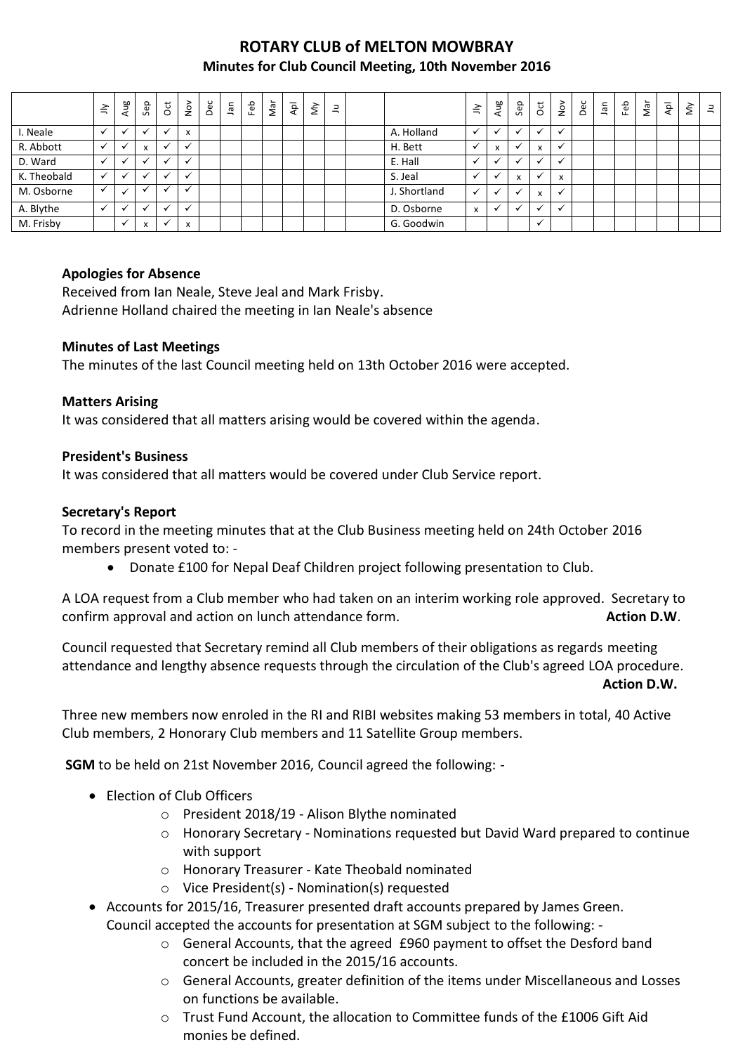# ROTARY CLUB of MELTON MOWBRAY

## Minutes for Club Council Meeting, 10th November 2016

| | Jly | Aug | Sep | Oct | Nov | Dec | Jan | Feb | Mar | Apl | My | Ju | | | Jly | Aug | Sep | Oct | Nov | Dec | Jan | Feb | Mar | Apl | My | Ju |
|---|---|---|---|---|---|---|---|---|---|---|---|---|---|---|---|---|---|---|---|---|---|---|---|---|---|---|
| I. Neale | ✓ | ✓ | ✓ | ✓ | x | | | | | | | | | A. Holland | ✓ | ✓ | ✓ | ✓ | ✓ | | | | | | | |
| R. Abbott | ✓ | ✓ | x | ✓ | ✓ | | | | | | | | | H. Bett | ✓ | x | ✓ | x | ✓ | | | | | | | |
| D. Ward | ✓ | ✓ | ✓ | ✓ | ✓ | | | | | | | | | E. Hall | ✓ | ✓ | ✓ | ✓ | ✓ | | | | | | | |
| K. Theobald | ✓ | ✓ | ✓ | ✓ | ✓ | | | | | | | | | S. Jeal | ✓ | ✓ | x | ✓ | x | | | | | | | |
| M. Osborne | ✓ | ✓ | ✓ | ✓ | ✓ | | | | | | | | | J. Shortland | ✓ | ✓ | ✓ | x | ✓ | | | | | | | |
| A. Blythe | ✓ | ✓ | ✓ | ✓ | ✓ | | | | | | | | | D. Osborne | x | ✓ | ✓ | ✓ | ✓ | | | | | | | |
| M. Frisby | | ✓ | x | ✓ | x | | | | | | | | | G. Goodwin | | | | ✓ | | | | | | | | |

**Apologies for Absence**

Received from Ian Neale, Steve Jeal and Mark Frisby.
Adrienne Holland chaired the meeting in Ian Neale's absence

**Minutes of Last Meetings**

The minutes of the last Council meeting held on 13th October 2016 were accepted.

**Matters Arising**

It was considered that all matters arising would be covered within the agenda.

**President's Business**

It was considered that all matters would be covered under Club Service report.

**Secretary's Report**

To record in the meeting minutes that at the Club Business meeting held on 24th October 2016 members present voted to: -

- Donate £100 for Nepal Deaf Children project following presentation to Club.

A LOA request from a Club member who had taken on an interim working role approved. Secretary to confirm approval and action on lunch attendance form. **Action D.W**.

Council requested that Secretary remind all Club members of their obligations as regards meeting attendance and lengthy absence requests through the circulation of the Club's agreed LOA procedure. **Action D.W.**

Three new members now enroled in the RI and RIBI websites making 53 members in total, 40 Active Club members, 2 Honorary Club members and 11 Satellite Group members.

**SGM** to be held on 21st November 2016, Council agreed the following: -

- Election of Club Officers
  - President 2018/19 - Alison Blythe nominated
  - Honorary Secretary - Nominations requested but David Ward prepared to continue with support
  - Honorary Treasurer - Kate Theobald nominated
  - Vice President(s) - Nomination(s) requested
- Accounts for 2015/16, Treasurer presented draft accounts prepared by James Green. Council accepted the accounts for presentation at SGM subject to the following: -
  - General Accounts, that the agreed £960 payment to offset the Desford band concert be included in the 2015/16 accounts.
  - General Accounts, greater definition of the items under Miscellaneous and Losses on functions be available.
  - Trust Fund Account, the allocation to Committee funds of the £1006 Gift Aid monies be defined.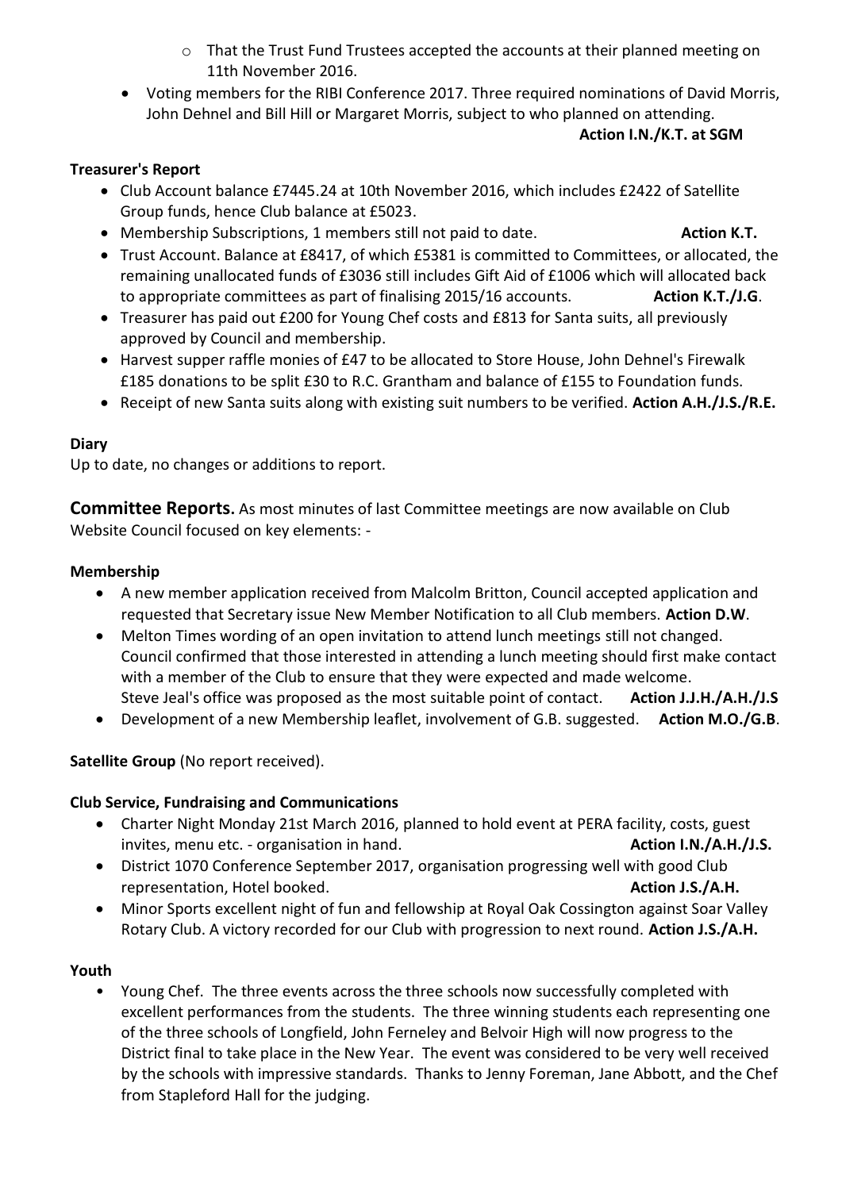- That the Trust Fund Trustees accepted the accounts at their planned meeting on 11th November 2016.
- Voting members for the RIBI Conference 2017. Three required nominations of David Morris, John Dehnel and Bill Hill or Margaret Morris, subject to who planned on attending. **Action I.N./K.T. at SGM**

**Treasurer's Report**

- Club Account balance £7445.24 at 10th November 2016, which includes £2422 of Satellite Group funds, hence Club balance at £5023.
- Membership Subscriptions, 1 members still not paid to date. **Action K.T.**
- Trust Account. Balance at £8417, of which £5381 is committed to Committees, or allocated, the remaining unallocated funds of £3036 still includes Gift Aid of £1006 which will allocated back to appropriate committees as part of finalising 2015/16 accounts. **Action K.T./J.G**.
- Treasurer has paid out £200 for Young Chef costs and £813 for Santa suits, all previously approved by Council and membership.
- Harvest supper raffle monies of £47 to be allocated to Store House, John Dehnel's Firewalk £185 donations to be split £30 to R.C. Grantham and balance of £155 to Foundation funds.
- Receipt of new Santa suits along with existing suit numbers to be verified. **Action A.H./J.S./R.E.**

**Diary**

Up to date, no changes or additions to report.

**Committee Reports.** As most minutes of last Committee meetings are now available on Club Website Council focused on key elements: -

**Membership**

- A new member application received from Malcolm Britton, Council accepted application and requested that Secretary issue New Member Notification to all Club members. **Action D.W**.
- Melton Times wording of an open invitation to attend lunch meetings still not changed. Council confirmed that those interested in attending a lunch meeting should first make contact with a member of the Club to ensure that they were expected and made welcome. Steve Jeal's office was proposed as the most suitable point of contact. **Action J.J.H./A.H./J.S**
- Development of a new Membership leaflet, involvement of G.B. suggested. **Action M.O./G.B**.

**Satellite Group** (No report received).

**Club Service, Fundraising and Communications**

- Charter Night Monday 21st March 2016, planned to hold event at PERA facility, costs, guest invites, menu etc. - organisation in hand. **Action I.N./A.H./J.S.**
- District 1070 Conference September 2017, organisation progressing well with good Club representation, Hotel booked. **Action J.S./A.H.**
- Minor Sports excellent night of fun and fellowship at Royal Oak Cossington against Soar Valley Rotary Club. A victory recorded for our Club with progression to next round. **Action J.S./A.H.**

**Youth**

- Young Chef. The three events across the three schools now successfully completed with excellent performances from the students. The three winning students each representing one of the three schools of Longfield, John Ferneley and Belvoir High will now progress to the District final to take place in the New Year. The event was considered to be very well received by the schools with impressive standards. Thanks to Jenny Foreman, Jane Abbott, and the Chef from Stapleford Hall for the judging.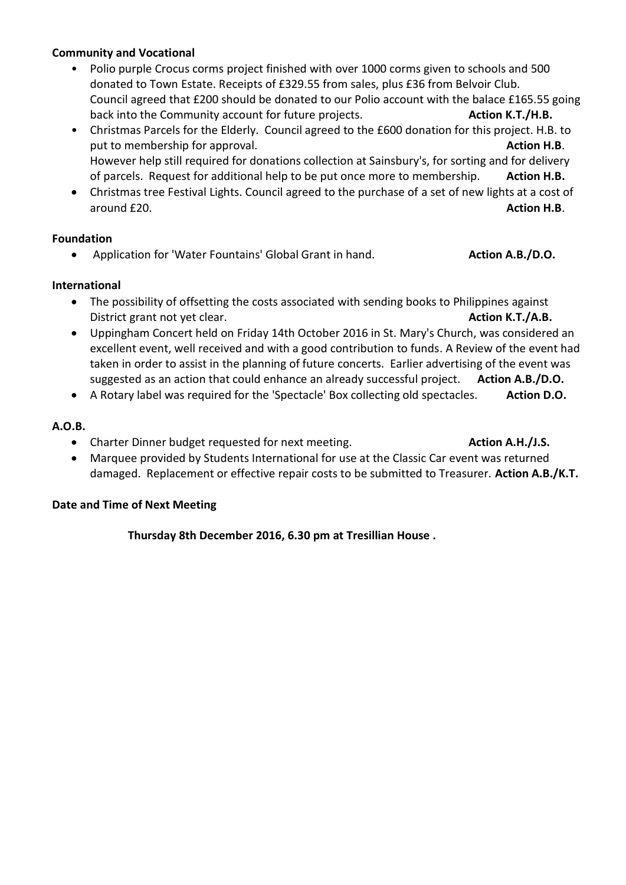**Community and Vocational**

- Polio purple Crocus corms project finished with over 1000 corms given to schools and 500 donated to Town Estate. Receipts of £329.55 from sales, plus £36 from Belvoir Club. Council agreed that £200 should be donated to our Polio account with the balace £165.55 going back into the Community account for future projects. **Action K.T./H.B.**
- Christmas Parcels for the Elderly. Council agreed to the £600 donation for this project. H.B. to put to membership for approval. **Action H.B**.
  However help still required for donations collection at Sainsbury's, for sorting and for delivery of parcels. Request for additional help to be put once more to membership. **Action H.B.**
- Christmas tree Festival Lights. Council agreed to the purchase of a set of new lights at a cost of around £20. **Action H.B**.

**Foundation**

- Application for 'Water Fountains' Global Grant in hand. **Action A.B./D.O.**

**International**

- The possibility of offsetting the costs associated with sending books to Philippines against District grant not yet clear. **Action K.T./A.B.**
- Uppingham Concert held on Friday 14th October 2016 in St. Mary's Church, was considered an excellent event, well received and with a good contribution to funds. A Review of the event had taken in order to assist in the planning of future concerts. Earlier advertising of the event was suggested as an action that could enhance an already successful project. **Action A.B./D.O.**
- A Rotary label was required for the 'Spectacle' Box collecting old spectacles. **Action D.O.**

**A.O.B.**

- Charter Dinner budget requested for next meeting. **Action A.H./J.S.**
- Marquee provided by Students International for use at the Classic Car event was returned damaged. Replacement or effective repair costs to be submitted to Treasurer. **Action A.B./K.T.**

**Date and Time of Next Meeting**

**Thursday 8th December 2016, 6.30 pm at Tresillian House .**